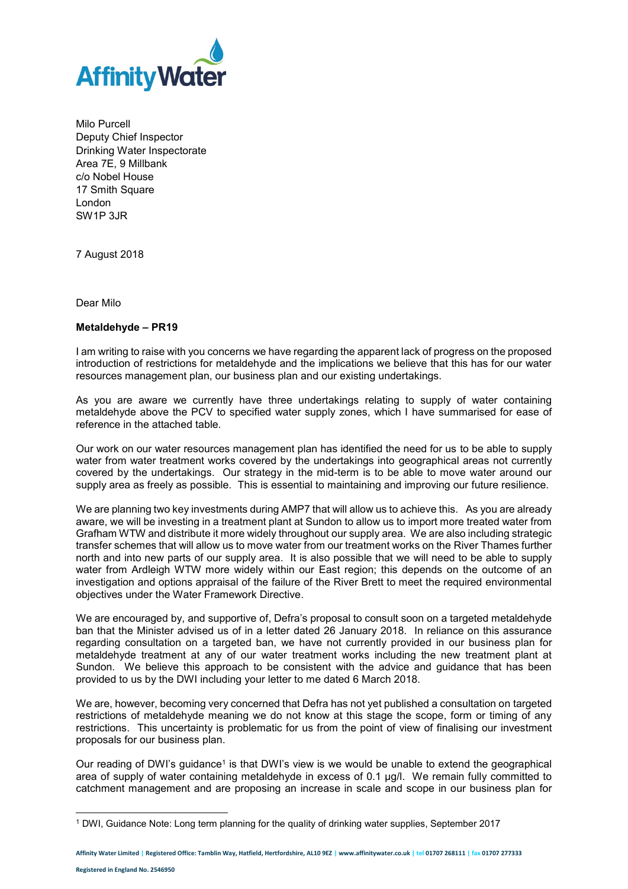Milo Purcell
Deputy Chief Inspector
Drinking Water Inspectorate
Area 7E, 9 Millbank
c/o Nobel House
17 Smith Square
London
SW1P 3JR

7 August 2018

Dear Milo

**Metaldehyde – PR19**

I am writing to raise with you concerns we have regarding the apparent lack of progress on the proposed introduction of restrictions for metaldehyde and the implications we believe that this has for our water resources management plan, our business plan and our existing undertakings.

As you are aware we currently have three undertakings relating to supply of water containing metaldehyde above the PCV to specified water supply zones, which I have summarised for ease of reference in the attached table.

Our work on our water resources management plan has identified the need for us to be able to supply water from water treatment works covered by the undertakings into geographical areas not currently covered by the undertakings. Our strategy in the mid-term is to be able to move water around our supply area as freely as possible. This is essential to maintaining and improving our future resilience.

We are planning two key investments during AMP7 that will allow us to achieve this. As you are already aware, we will be investing in a treatment plant at Sundon to allow us to import more treated water from Grafham WTW and distribute it more widely throughout our supply area. We are also including strategic transfer schemes that will allow us to move water from our treatment works on the River Thames further north and into new parts of our supply area. It is also possible that we will need to be able to supply water from Ardleigh WTW more widely within our East region; this depends on the outcome of an investigation and options appraisal of the failure of the River Brett to meet the required environmental objectives under the Water Framework Directive.

We are encouraged by, and supportive of, Defra's proposal to consult soon on a targeted metaldehyde ban that the Minister advised us of in a letter dated 26 January 2018. In reliance on this assurance regarding consultation on a targeted ban, we have not currently provided in our business plan for metaldehyde treatment at any of our water treatment works including the new treatment plant at Sundon. We believe this approach to be consistent with the advice and guidance that has been provided to us by the DWI including your letter to me dated 6 March 2018.

We are, however, becoming very concerned that Defra has not yet published a consultation on targeted restrictions of metaldehyde meaning we do not know at this stage the scope, form or timing of any restrictions. This uncertainty is problematic for us from the point of view of finalising our investment proposals for our business plan.

Our reading of DWI's guidance[1] is that DWI's view is we would be unable to extend the geographical area of supply of water containing metaldehyde in excess of 0.1 µg/l. We remain fully committed to catchment management and are proposing an increase in scale and scope in our business plan for

[1] DWI, Guidance Note: Long term planning for the quality of drinking water supplies, September 2017

Affinity Water Limited | Registered Office: Tamblin Way, Hatfield, Hertfordshire, AL10 9EZ | www.affinitywater.co.uk | tel 01707 268111 | fax 01707 277333

Registered in England No. 2546950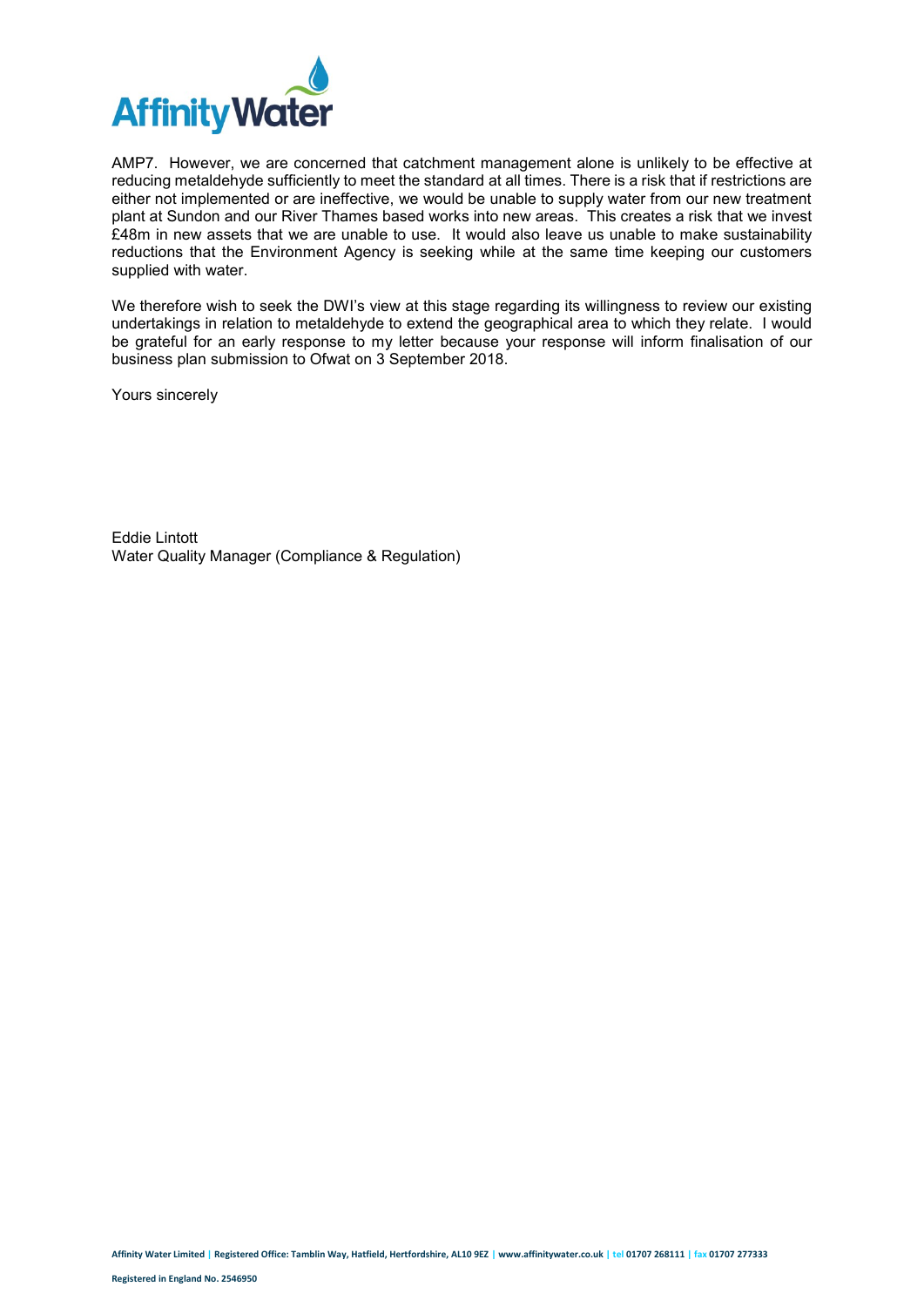AMP7. However, we are concerned that catchment management alone is unlikely to be effective at reducing metaldehyde sufficiently to meet the standard at all times. There is a risk that if restrictions are either not implemented or are ineffective, we would be unable to supply water from our new treatment plant at Sundon and our River Thames based works into new areas. This creates a risk that we invest £48m in new assets that we are unable to use. It would also leave us unable to make sustainability reductions that the Environment Agency is seeking while at the same time keeping our customers supplied with water.

We therefore wish to seek the DWI's view at this stage regarding its willingness to review our existing undertakings in relation to metaldehyde to extend the geographical area to which they relate. I would be grateful for an early response to my letter because your response will inform finalisation of our business plan submission to Ofwat on 3 September 2018.

Yours sincerely

Eddie Lintott
Water Quality Manager (Compliance & Regulation)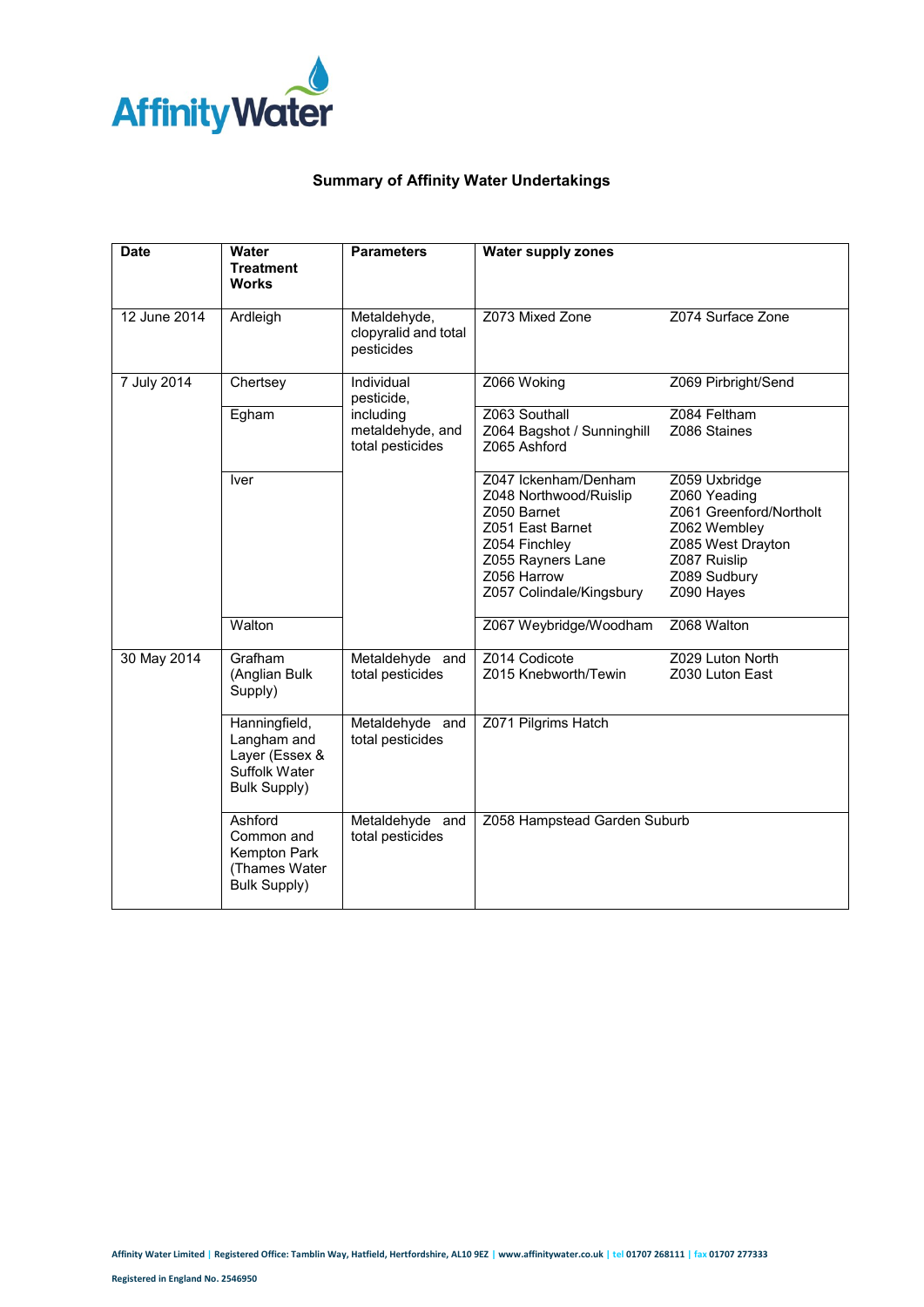# Summary of Affinity Water Undertakings

| Date | Water Treatment Works | Parameters | Water supply zones | |
|---|---|---|---|---|
| 12 June 2014 | Ardleigh | Metaldehyde, clopyralid and total pesticides | Z073 Mixed Zone | Z074 Surface Zone |
| 7 July 2014 | Chertsey | Individual pesticide, including metaldehyde, and total pesticides | Z066 Woking | Z069 Pirbright/Send |
| | Egham | | Z063 Southall<br>Z064 Bagshot / Sunninghill<br>Z065 Ashford | Z084 Feltham<br>Z086 Staines |
| | Iver | | Z047 Ickenham/Denham<br>Z048 Northwood/Ruislip<br>Z050 Barnet<br>Z051 East Barnet<br>Z054 Finchley<br>Z055 Rayners Lane<br>Z056 Harrow<br>Z057 Colindale/Kingsbury | Z059 Uxbridge<br>Z060 Yeading<br>Z061 Greenford/Northolt<br>Z062 Wembley<br>Z085 West Drayton<br>Z087 Ruislip<br>Z089 Sudbury<br>Z090 Hayes |
| | Walton | | Z067 Weybridge/Woodham | Z068 Walton |
| 30 May 2014 | Grafham (Anglian Bulk Supply) | Metaldehyde and total pesticides | Z014 Codicote<br>Z015 Knebworth/Tewin | Z029 Luton North<br>Z030 Luton East |
| | Hanningfield, Langham and Layer (Essex & Suffolk Water Bulk Supply) | Metaldehyde and total pesticides | Z071 Pilgrims Hatch | |
| | Ashford Common and Kempton Park (Thames Water Bulk Supply) | Metaldehyde and total pesticides | Z058 Hampstead Garden Suburb | |